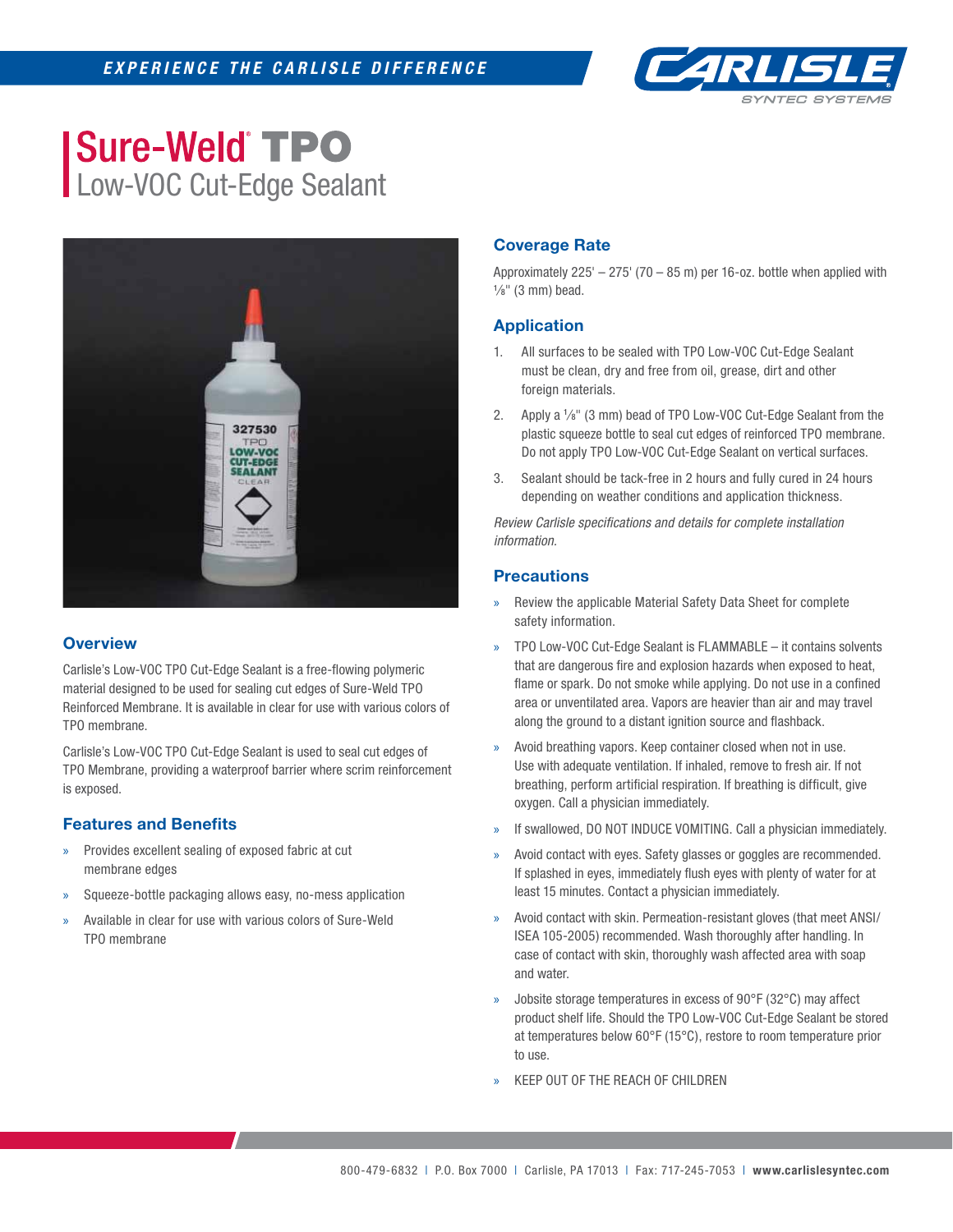# Sure-Weld® TPO

## Low-VOC Cut-Edge Sealant

### Overview

Carlisle's Low-VOC TPO Cut-Edge Sealant is a free-flowing polymeric material designed to be used for sealing cut edges of Sure-Weld TPO Reinforced Membrane. It is available in clear for use with various colors of TPO membrane.

Carlisle's Low-VOC TPO Cut-Edge Sealant is used to seal cut edges of TPO Membrane, providing a waterproof barrier where scrim reinforcement is exposed.

### Features and Benefits

- Provides excellent sealing of exposed fabric at cut membrane edges
- Squeeze-bottle packaging allows easy, no-mess application
- Available in clear for use with various colors of Sure-Weld TPO membrane

### Coverage Rate

Approximately 225' – 275' (70 – 85 m) per 16-oz. bottle when applied with ⅛" (3 mm) bead.

### Application

1. All surfaces to be sealed with TPO Low-VOC Cut-Edge Sealant must be clean, dry and free from oil, grease, dirt and other foreign materials.
2. Apply a ⅛" (3 mm) bead of TPO Low-VOC Cut-Edge Sealant from the plastic squeeze bottle to seal cut edges of reinforced TPO membrane. Do not apply TPO Low-VOC Cut-Edge Sealant on vertical surfaces.
3. Sealant should be tack-free in 2 hours and fully cured in 24 hours depending on weather conditions and application thickness.

*Review Carlisle specifications and details for complete installation information.*

### Precautions

- Review the applicable Material Safety Data Sheet for complete safety information.
- TPO Low-VOC Cut-Edge Sealant is FLAMMABLE – it contains solvents that are dangerous fire and explosion hazards when exposed to heat, flame or spark. Do not smoke while applying. Do not use in a confined area or unventilated area. Vapors are heavier than air and may travel along the ground to a distant ignition source and flashback.
- Avoid breathing vapors. Keep container closed when not in use. Use with adequate ventilation. If inhaled, remove to fresh air. If not breathing, perform artificial respiration. If breathing is difficult, give oxygen. Call a physician immediately.
- If swallowed, DO NOT INDUCE VOMITING. Call a physician immediately.
- Avoid contact with eyes. Safety glasses or goggles are recommended. If splashed in eyes, immediately flush eyes with plenty of water for at least 15 minutes. Contact a physician immediately.
- Avoid contact with skin. Permeation-resistant gloves (that meet ANSI/ISEA 105-2005) recommended. Wash thoroughly after handling. In case of contact with skin, thoroughly wash affected area with soap and water.
- Jobsite storage temperatures in excess of 90°F (32°C) may affect product shelf life. Should the TPO Low-VOC Cut-Edge Sealant be stored at temperatures below 60°F (15°C), restore to room temperature prior to use.
- KEEP OUT OF THE REACH OF CHILDREN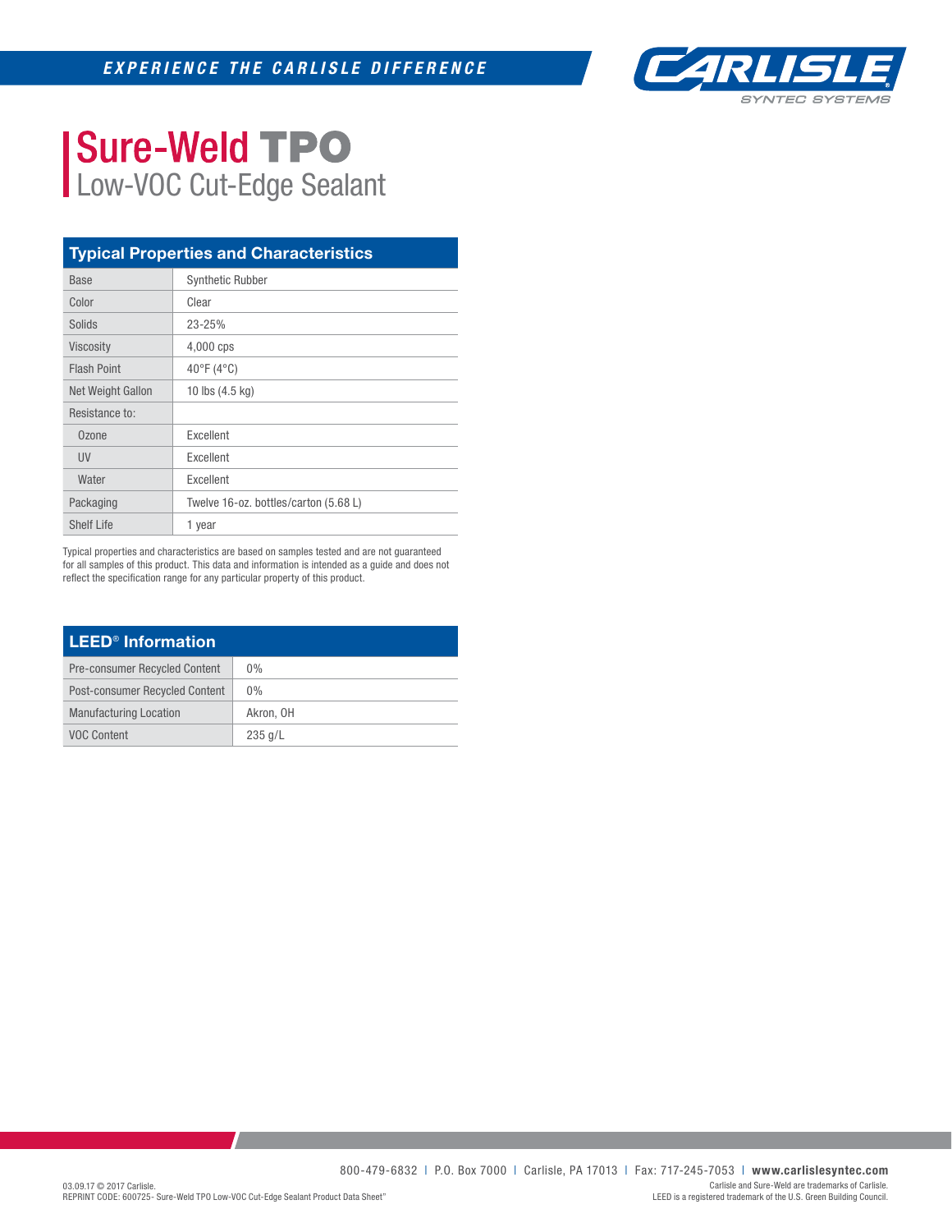# Sure-Weld TPO
## Low-VOC Cut-Edge Sealant

| Typical Properties and Characteristics | |
|---|---|
| Base | Synthetic Rubber |
| Color | Clear |
| Solids | 23-25% |
| Viscosity | 4,000 cps |
| Flash Point | 40°F (4°C) |
| Net Weight Gallon | 10 lbs (4.5 kg) |
| Resistance to: | |
| Ozone | Excellent |
| UV | Excellent |
| Water | Excellent |
| Packaging | Twelve 16-oz. bottles/carton (5.68 L) |
| Shelf Life | 1 year |

Typical properties and characteristics are based on samples tested and are not guaranteed for all samples of this product. This data and information is intended as a guide and does not reflect the specification range for any particular property of this product.

| LEED® Information | |
|---|---|
| Pre-consumer Recycled Content | 0% |
| Post-consumer Recycled Content | 0% |
| Manufacturing Location | Akron, OH |
| VOC Content | 235 g/L |

800-479-6832 | P.O. Box 7000 | Carlisle, PA 17013 | Fax: 717-245-7053 | **www.carlislesyntec.com**

03.09.17 © 2017 Carlisle.
REPRINT CODE: 600725- Sure-Weld TPO Low-VOC Cut-Edge Sealant Product Data Sheet"

Carlisle and Sure-Weld are trademarks of Carlisle.
LEED is a registered trademark of the U.S. Green Building Council.